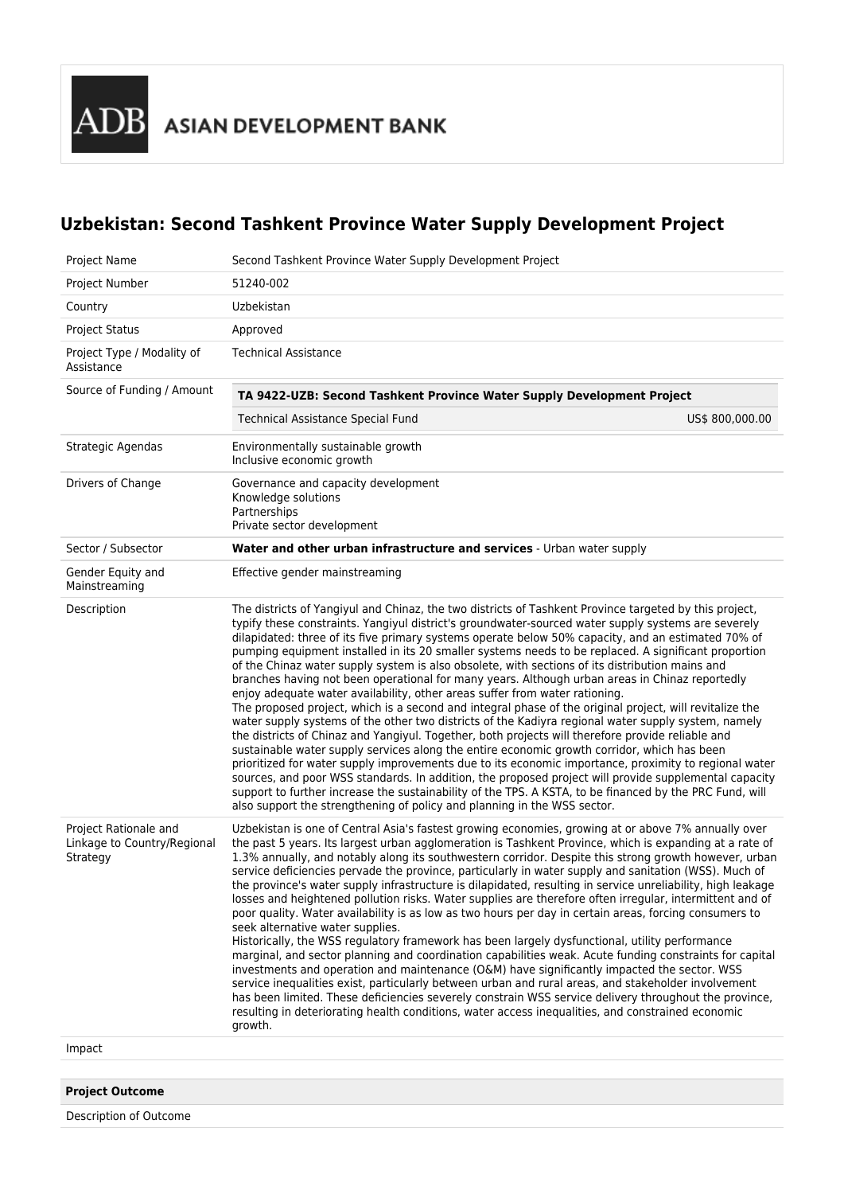# Uzbekistan: Second Tashkent Province Water Supply Development Project

| Project Name | Second Tashkent Province Water Supply Development Project |
| --- | --- |
| Project Number | 51240-002 |
| Country | Uzbekistan |
| Project Status | Approved |
| Project Type / Modality of Assistance | Technical Assistance |
| Source of Funding / Amount | **TA 9422-UZB: Second Tashkent Province Water Supply Development Project**<br>Technical Assistance Special Fund US$ 800,000.00 |
| Strategic Agendas | Environmentally sustainable growth<br>Inclusive economic growth |
| Drivers of Change | Governance and capacity development<br>Knowledge solutions<br>Partnerships<br>Private sector development |
| Sector / Subsector | **Water and other urban infrastructure and services** - Urban water supply |
| Gender Equity and Mainstreaming | Effective gender mainstreaming |
| Description | The districts of Yangiyul and Chinaz, the two districts of Tashkent Province targeted by this project, typify these constraints. Yangiyul district's groundwater-sourced water supply systems are severely dilapidated: three of its five primary systems operate below 50% capacity, and an estimated 70% of pumping equipment installed in its 20 smaller systems needs to be replaced. A significant proportion of the Chinaz water supply system is also obsolete, with sections of its distribution mains and branches having not been operational for many years. Although urban areas in Chinaz reportedly enjoy adequate water availability, other areas suffer from water rationing.<br>The proposed project, which is a second and integral phase of the original project, will revitalize the water supply systems of the other two districts of the Kadiyra regional water supply system, namely the districts of Chinaz and Yangiyul. Together, both projects will therefore provide reliable and sustainable water supply services along the entire economic growth corridor, which has been prioritized for water supply improvements due to its economic importance, proximity to regional water sources, and poor WSS standards. In addition, the proposed project will provide supplemental capacity support to further increase the sustainability of the TPS. A KSTA, to be financed by the PRC Fund, will also support the strengthening of policy and planning in the WSS sector. |
| Project Rationale and Linkage to Country/Regional Strategy | Uzbekistan is one of Central Asia's fastest growing economies, growing at or above 7% annually over the past 5 years. Its largest urban agglomeration is Tashkent Province, which is expanding at a rate of 1.3% annually, and notably along its southwestern corridor. Despite this strong growth however, urban service deficiencies pervade the province, particularly in water supply and sanitation (WSS). Much of the province's water supply infrastructure is dilapidated, resulting in service unreliability, high leakage losses and heightened pollution risks. Water supplies are therefore often irregular, intermittent and of poor quality. Water availability is as low as two hours per day in certain areas, forcing consumers to seek alternative water supplies.<br>Historically, the WSS regulatory framework has been largely dysfunctional, utility performance marginal, and sector planning and coordination capabilities weak. Acute funding constraints for capital investments and operation and maintenance (O&M) have significantly impacted the sector. WSS service inequalities exist, particularly between urban and rural areas, and stakeholder involvement has been limited. These deficiencies severely constrain WSS service delivery throughout the province, resulting in deteriorating health conditions, water access inequalities, and constrained economic growth. |
| Impact | |

| **Project Outcome** | |
| --- | --- |
| Description of Outcome | |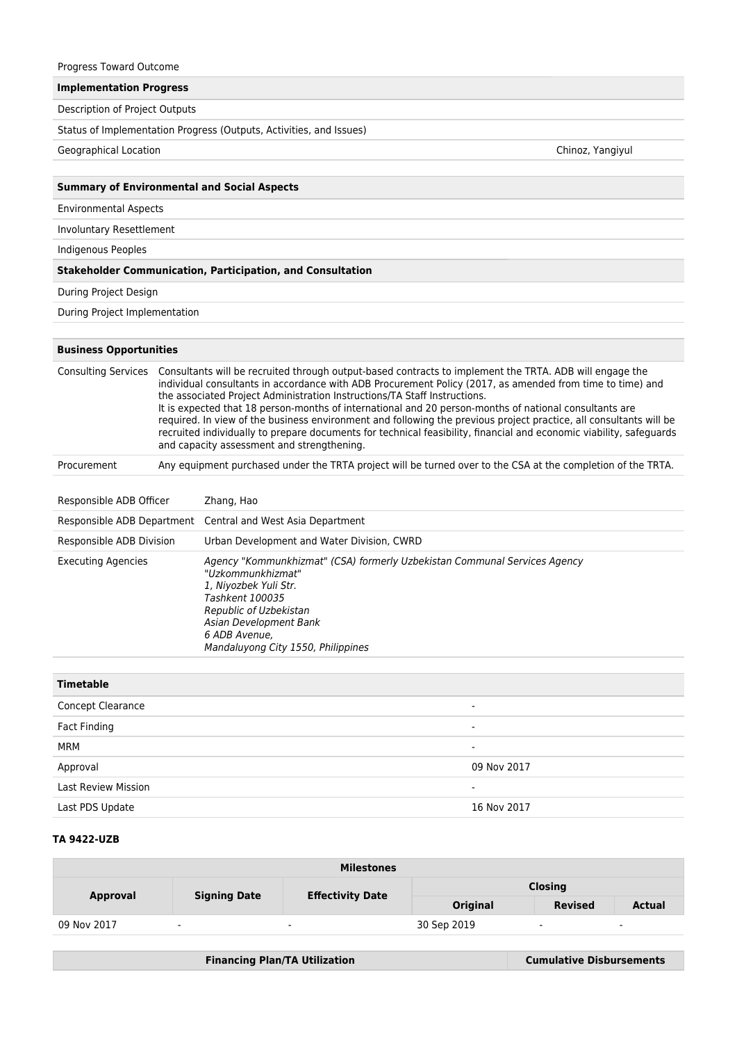| Progress Toward Outcome | |
|---|---|
| **Implementation Progress** | |
| Description of Project Outputs | |
| Status of Implementation Progress (Outputs, Activities, and Issues) | |
| Geographical Location | Chinoz, Yangiyul |

| **Summary of Environmental and Social Aspects** |
|---|
| Environmental Aspects |
| Involuntary Resettlement |
| Indigenous Peoples |
| **Stakeholder Communication, Participation, and Consultation** |
| During Project Design |
| During Project Implementation |

| **Business Opportunities** | |
|---|---|
| Consulting Services | Consultants will be recruited through output-based contracts to implement the TRTA. ADB will engage the individual consultants in accordance with ADB Procurement Policy (2017, as amended from time to time) and the associated Project Administration Instructions/TA Staff Instructions. It is expected that 18 person-months of international and 20 person-months of national consultants are required. In view of the business environment and following the previous project practice, all consultants will be recruited individually to prepare documents for technical feasibility, financial and economic viability, safeguards and capacity assessment and strengthening. |
| Procurement | Any equipment purchased under the TRTA project will be turned over to the CSA at the completion of the TRTA. |

| | |
|---|---|
| Responsible ADB Officer | Zhang, Hao |
| Responsible ADB Department | Central and West Asia Department |
| Responsible ADB Division | Urban Development and Water Division, CWRD |
| Executing Agencies | *Agency "Kommunkhizmat" (CSA) formerly Uzbekistan Communal Services Agency "Uzkommunkhizmat"*<br>*1, Niyozbek Yuli Str.*<br>*Tashkent 100035*<br>*Republic of Uzbekistan*<br>*Asian Development Bank*<br>*6 ADB Avenue,*<br>*Mandaluyong City 1550, Philippines* |

| **Timetable** | |
|---|---|
| Concept Clearance | - |
| Fact Finding | - |
| MRM | - |
| Approval | 09 Nov 2017 |
| Last Review Mission | - |
| Last PDS Update | 16 Nov 2017 |

**TA 9422-UZB**

| **Milestones** | | | | | |
|---|---|---|---|---|---|
| **Approval** | **Signing Date** | **Effectivity Date** | **Closing** | | |
| | | | **Original** | **Revised** | **Actual** |
| 09 Nov 2017 | - | - | 30 Sep 2019 | - | - |

| **Financing Plan/TA Utilization** | **Cumulative Disbursements** |
|---|---|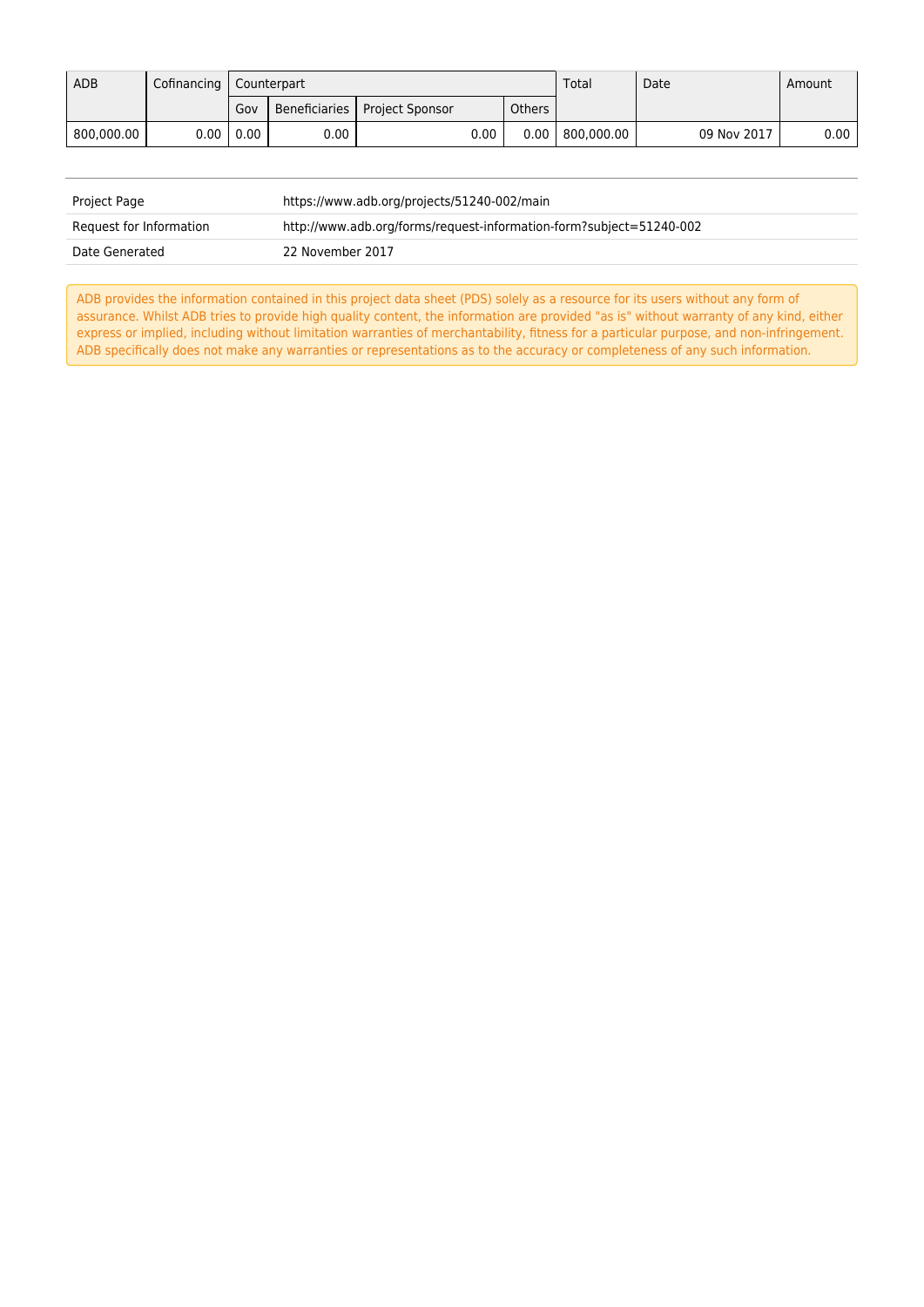| ADB | Cofinancing | Counterpart | | | | Total | Date | Amount |
|---|---|---|---|---|---|---|---|---|
| | | Gov | Beneficiaries | Project Sponsor | Others | | | |
| 800,000.00 | 0.00 | 0.00 | 0.00 | 0.00 | 0.00 | 800,000.00 | 09 Nov 2017 | 0.00 |

| | |
|---|---|
| Project Page | https://www.adb.org/projects/51240-002/main |
| Request for Information | http://www.adb.org/forms/request-information-form?subject=51240-002 |
| Date Generated | 22 November 2017 |

ADB provides the information contained in this project data sheet (PDS) solely as a resource for its users without any form of assurance. Whilst ADB tries to provide high quality content, the information are provided "as is" without warranty of any kind, either express or implied, including without limitation warranties of merchantability, fitness for a particular purpose, and non-infringement. ADB specifically does not make any warranties or representations as to the accuracy or completeness of any such information.